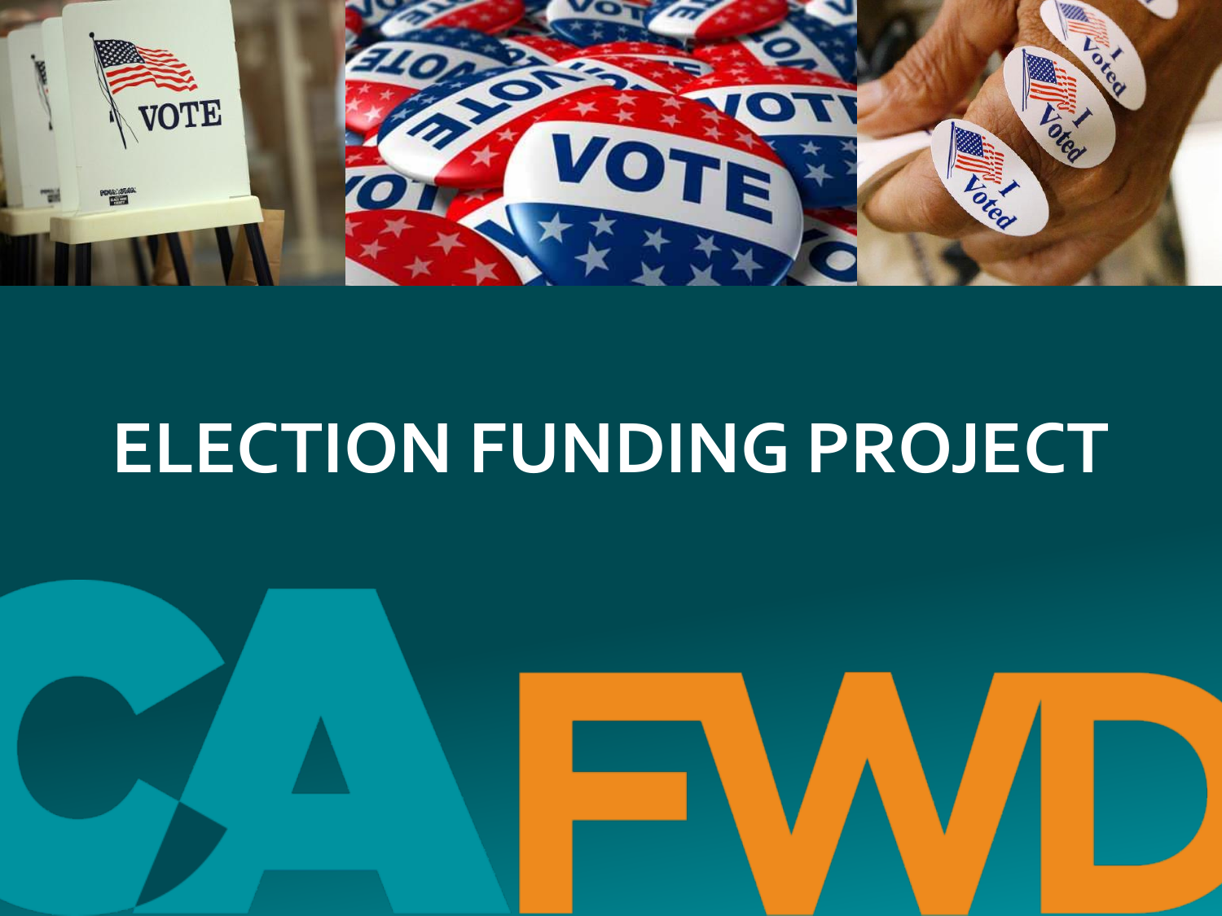# ELECTION FUNDING PROJECT

CAFWD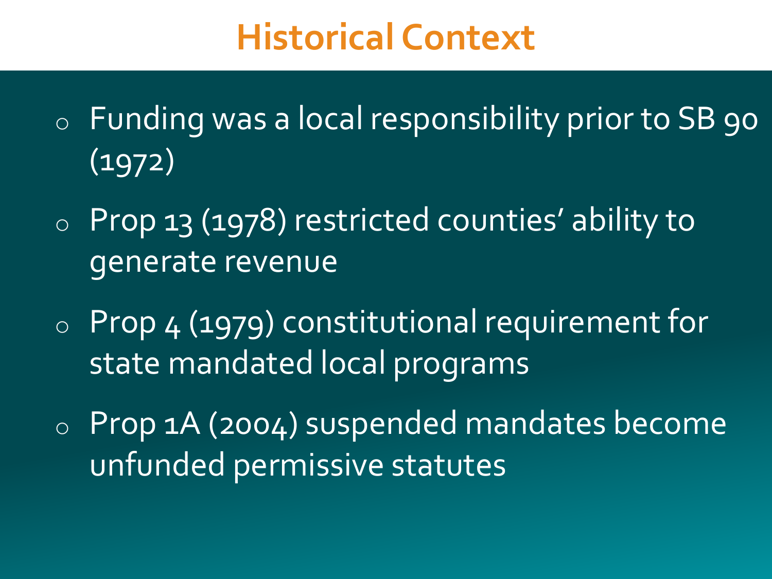# Historical Context

- Funding was a local responsibility prior to SB 90 (1972)
- Prop 13 (1978) restricted counties' ability to generate revenue
- Prop 4 (1979) constitutional requirement for state mandated local programs
- Prop 1A (2004) suspended mandates become unfunded permissive statutes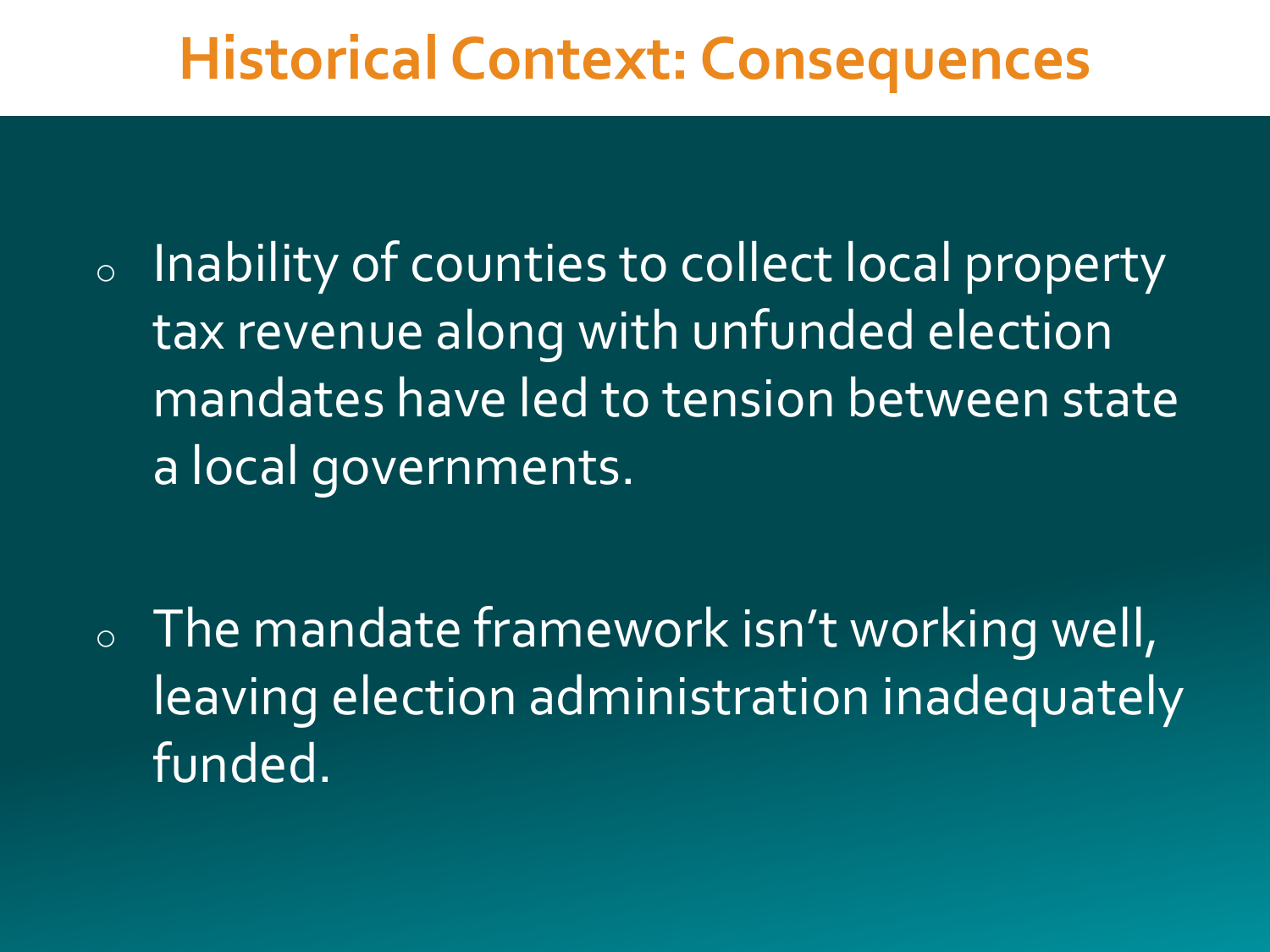# Historical Context: Consequences

- Inability of counties to collect local property tax revenue along with unfunded election mandates have led to tension between state a local governments.

- The mandate framework isn't working well, leaving election administration inadequately funded.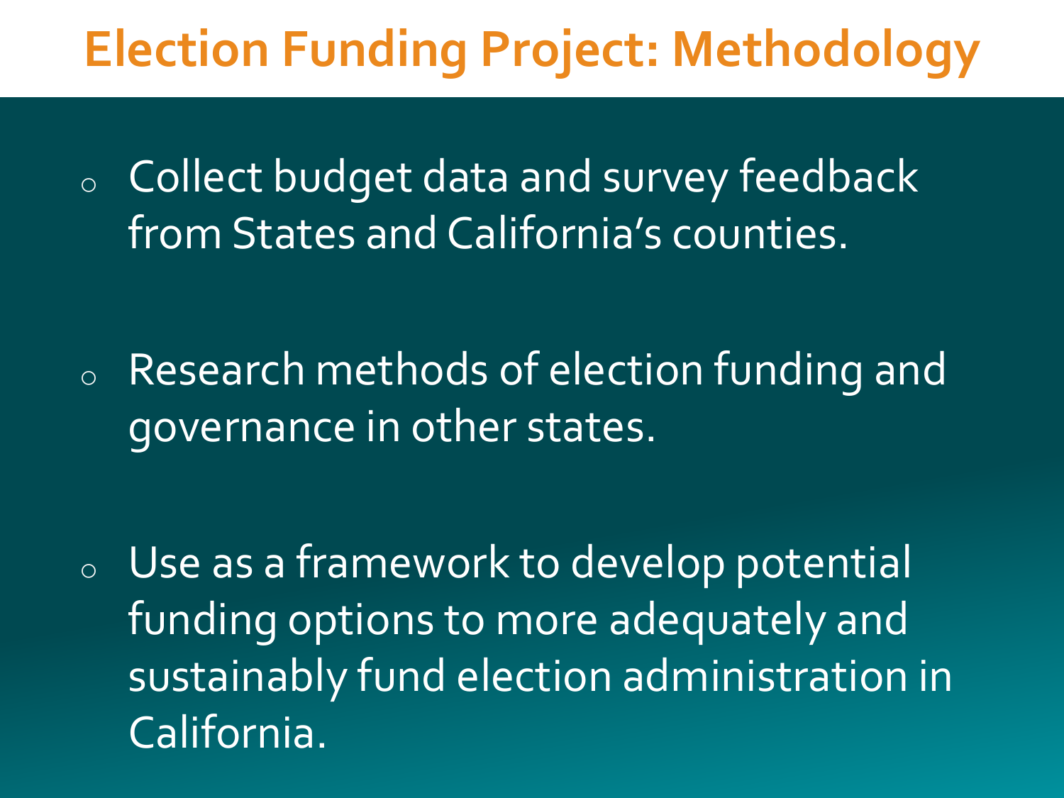# Election Funding Project: Methodology

- Collect budget data and survey feedback from States and California's counties.
- Research methods of election funding and governance in other states.
- Use as a framework to develop potential funding options to more adequately and sustainably fund election administration in California.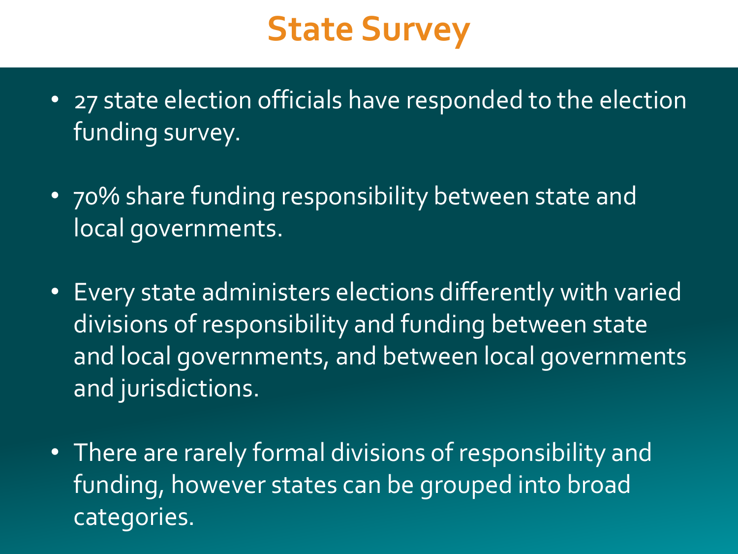# State Survey

- 27 state election officials have responded to the election funding survey.
- 70% share funding responsibility between state and local governments.
- Every state administers elections differently with varied divisions of responsibility and funding between state and local governments, and between local governments and jurisdictions.
- There are rarely formal divisions of responsibility and funding, however states can be grouped into broad categories.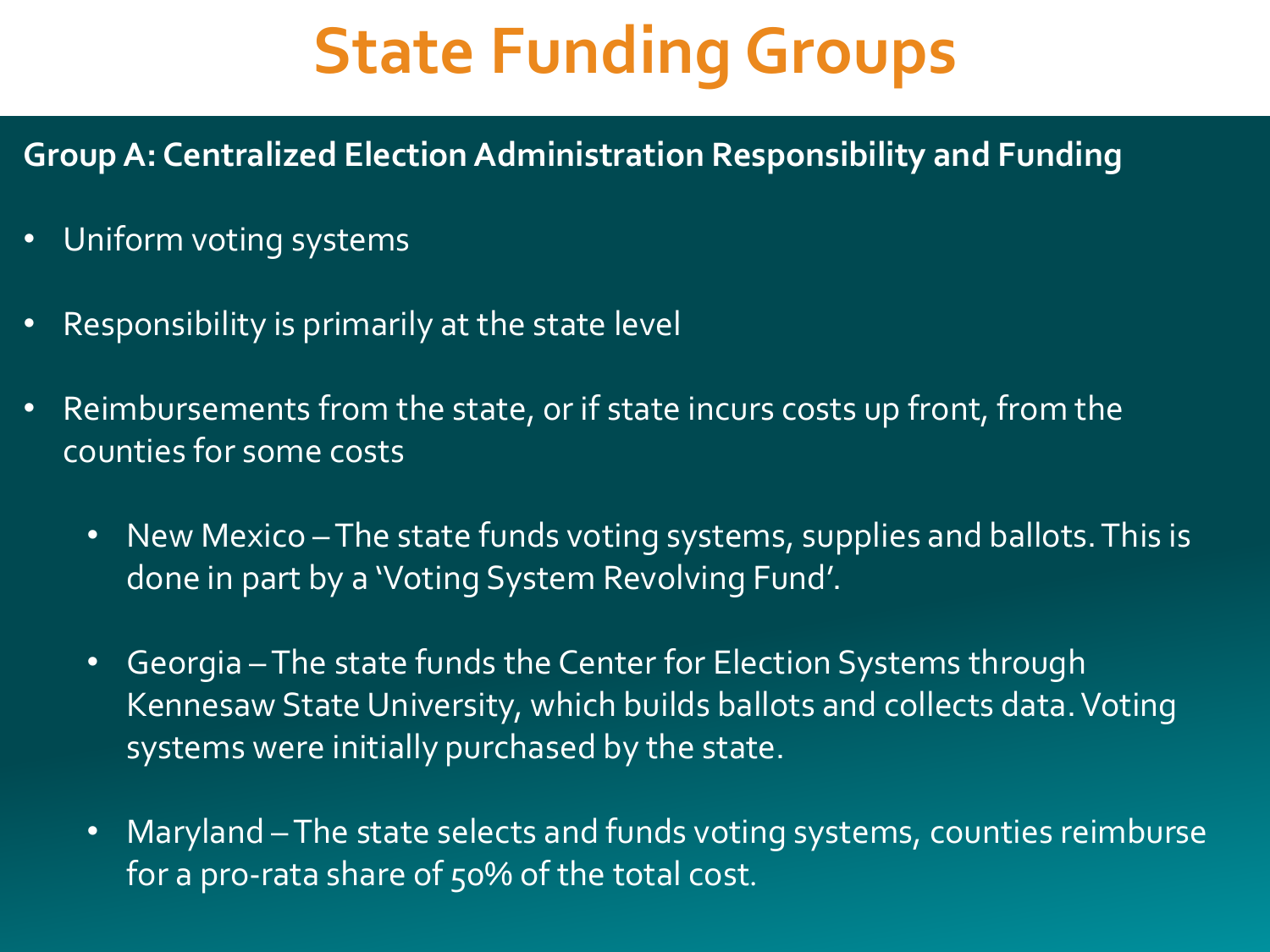# State Funding Groups

**Group A: Centralized Election Administration Responsibility and Funding**

- Uniform voting systems
- Responsibility is primarily at the state level
- Reimbursements from the state, or if state incurs costs up front, from the counties for some costs
  - New Mexico – The state funds voting systems, supplies and ballots. This is done in part by a 'Voting System Revolving Fund'.
  - Georgia – The state funds the Center for Election Systems through Kennesaw State University, which builds ballots and collects data. Voting systems were initially purchased by the state.
  - Maryland – The state selects and funds voting systems, counties reimburse for a pro-rata share of 50% of the total cost.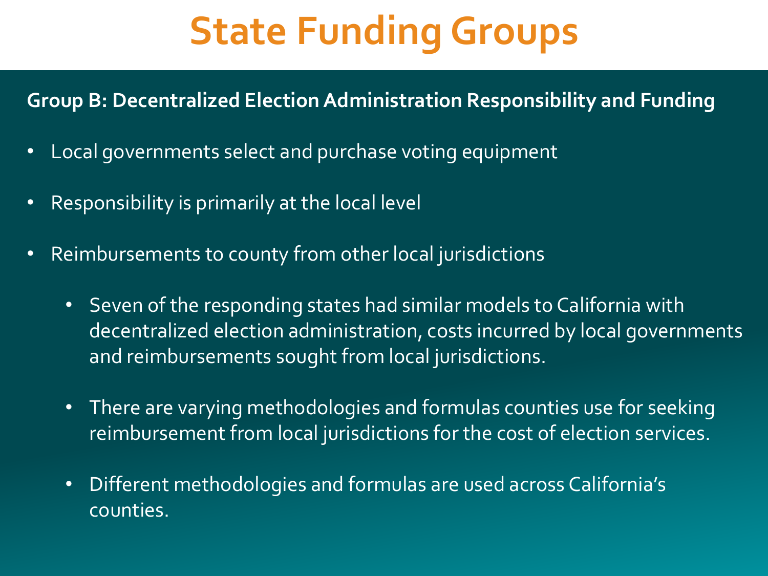# State Funding Groups

**Group B: Decentralized Election Administration Responsibility and Funding**

- Local governments select and purchase voting equipment
- Responsibility is primarily at the local level
- Reimbursements to county from other local jurisdictions
    - Seven of the responding states had similar models to California with decentralized election administration, costs incurred by local governments and reimbursements sought from local jurisdictions.
    - There are varying methodologies and formulas counties use for seeking reimbursement from local jurisdictions for the cost of election services.
    - Different methodologies and formulas are used across California's counties.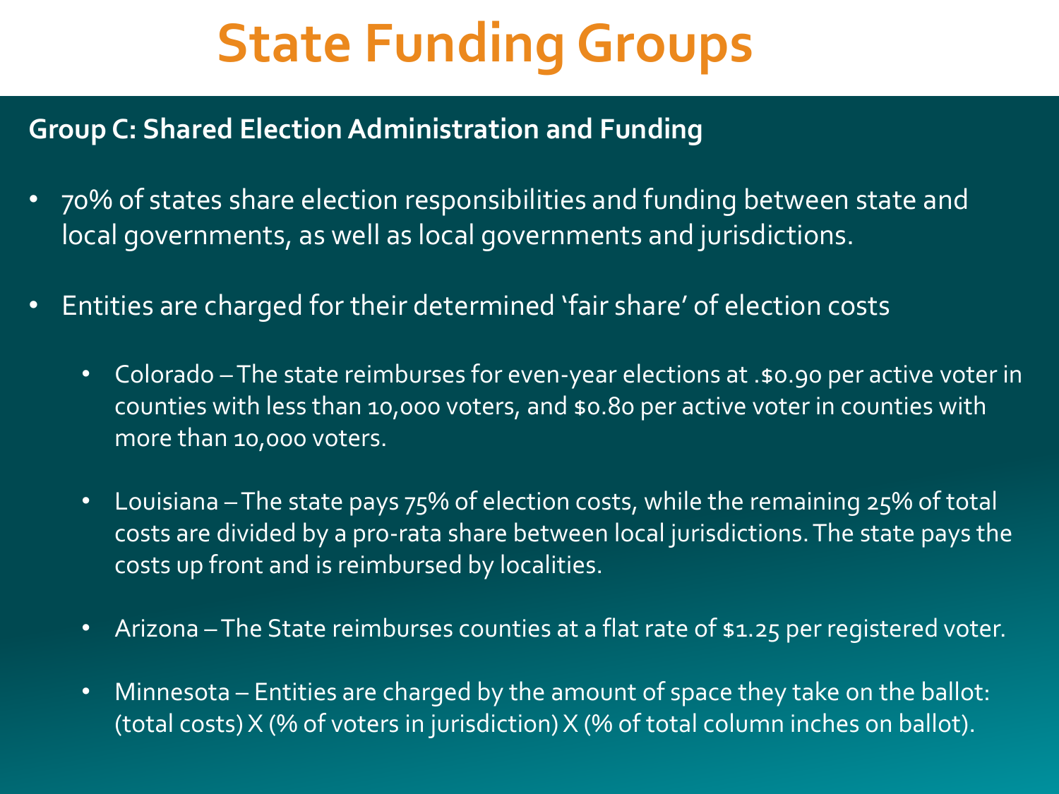# State Funding Groups

**Group C: Shared Election Administration and Funding**

- 70% of states share election responsibilities and funding between state and local governments, as well as local governments and jurisdictions.
- Entities are charged for their determined 'fair share' of election costs
  - Colorado – The state reimburses for even-year elections at .$0.90 per active voter in counties with less than 10,000 voters, and $0.80 per active voter in counties with more than 10,000 voters.
  - Louisiana – The state pays 75% of election costs, while the remaining 25% of total costs are divided by a pro-rata share between local jurisdictions. The state pays the costs up front and is reimbursed by localities.
  - Arizona – The State reimburses counties at a flat rate of $1.25 per registered voter.
  - Minnesota – Entities are charged by the amount of space they take on the ballot: (total costs) X (% of voters in jurisdiction) X (% of total column inches on ballot).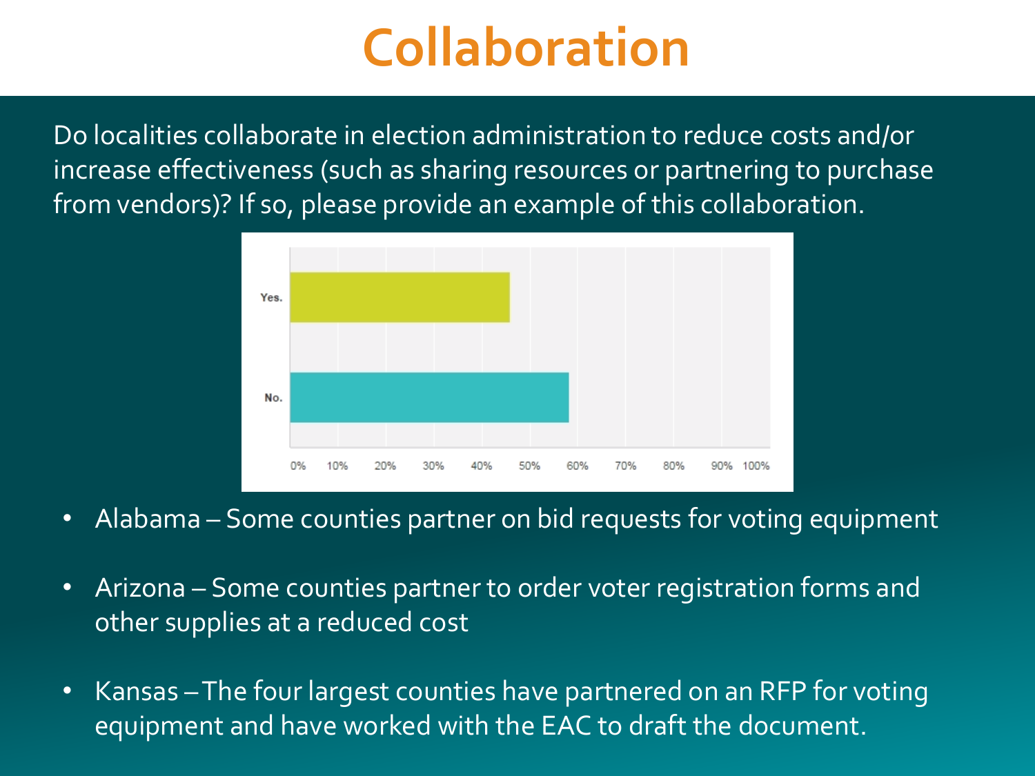# Collaboration

Do localities collaborate in election administration to reduce costs and/or increase effectiveness (such as sharing resources or partnering to purchase from vendors)? If so, please provide an example of this collaboration.

- Alabama – Some counties partner on bid requests for voting equipment
- Arizona – Some counties partner to order voter registration forms and other supplies at a reduced cost
- Kansas – The four largest counties have partnered on an RFP for voting equipment and have worked with the EAC to draft the document.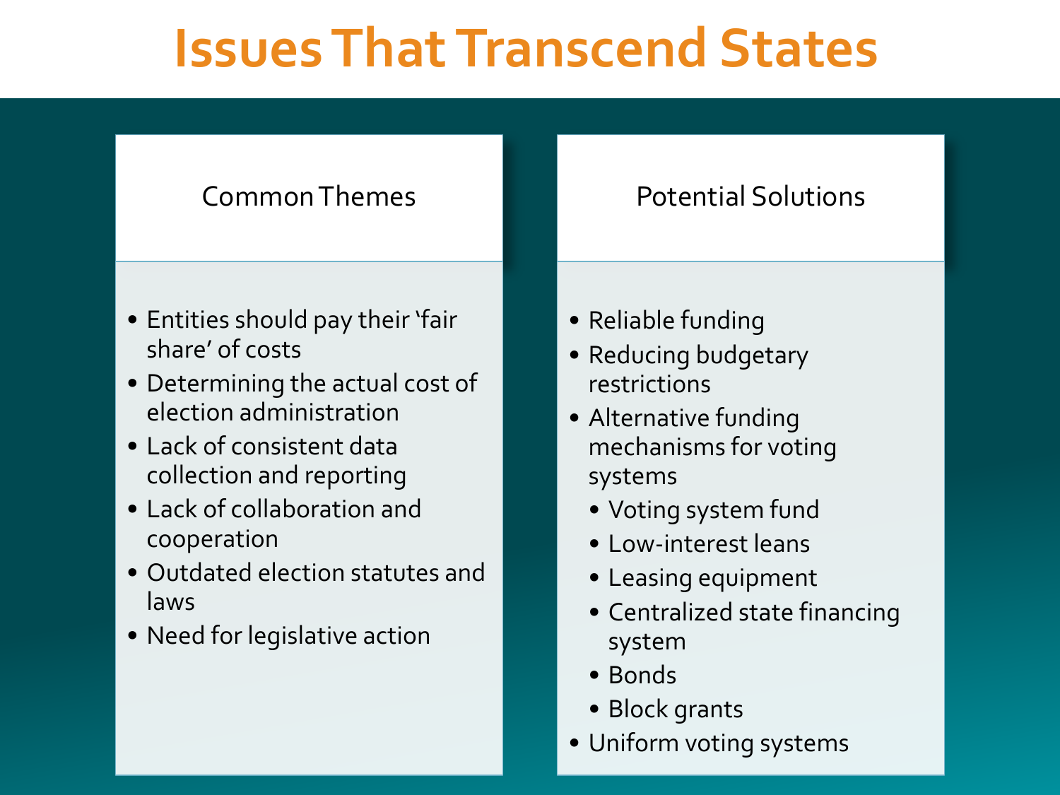# Issues That Transcend States

## Common Themes

- Entities should pay their 'fair share' of costs
- Determining the actual cost of election administration
- Lack of consistent data collection and reporting
- Lack of collaboration and cooperation
- Outdated election statutes and laws
- Need for legislative action

## Potential Solutions

- Reliable funding
- Reducing budgetary restrictions
- Alternative funding mechanisms for voting systems
  - Voting system fund
  - Low-interest leans
  - Leasing equipment
  - Centralized state financing system
  - Bonds
  - Block grants
- Uniform voting systems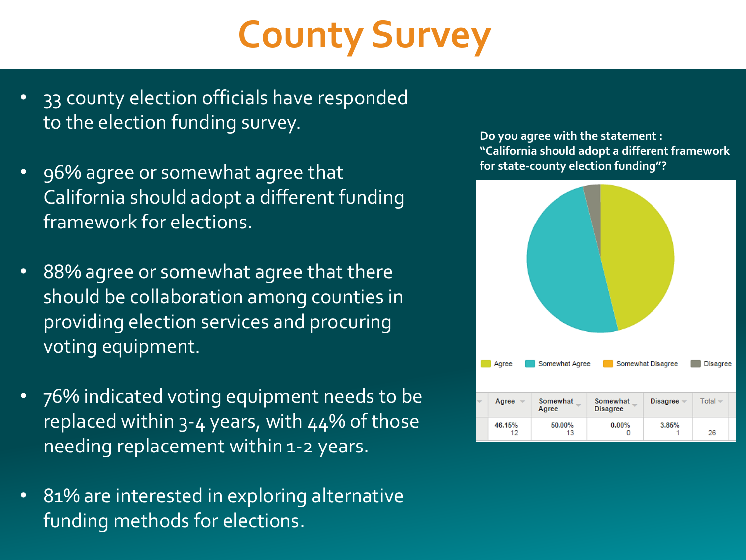# County Survey

- 33 county election officials have responded to the election funding survey.
- 96% agree or somewhat agree that California should adopt a different funding framework for elections.
- 88% agree or somewhat agree that there should be collaboration among counties in providing election services and procuring voting equipment.
- 76% indicated voting equipment needs to be replaced within 3-4 years, with 44% of those needing replacement within 1-2 years.
- 81% are interested in exploring alternative funding methods for elections.

**Do you agree with the statement : "California should adopt a different framework for state-county election funding"?**

| Agree | Somewhat Agree | Somewhat Disagree | Disagree | Total |
|---|---|---|---|---|
| 46.15% 12 | 50.00% 13 | 0.00% 0 | 3.85% 1 | 26 |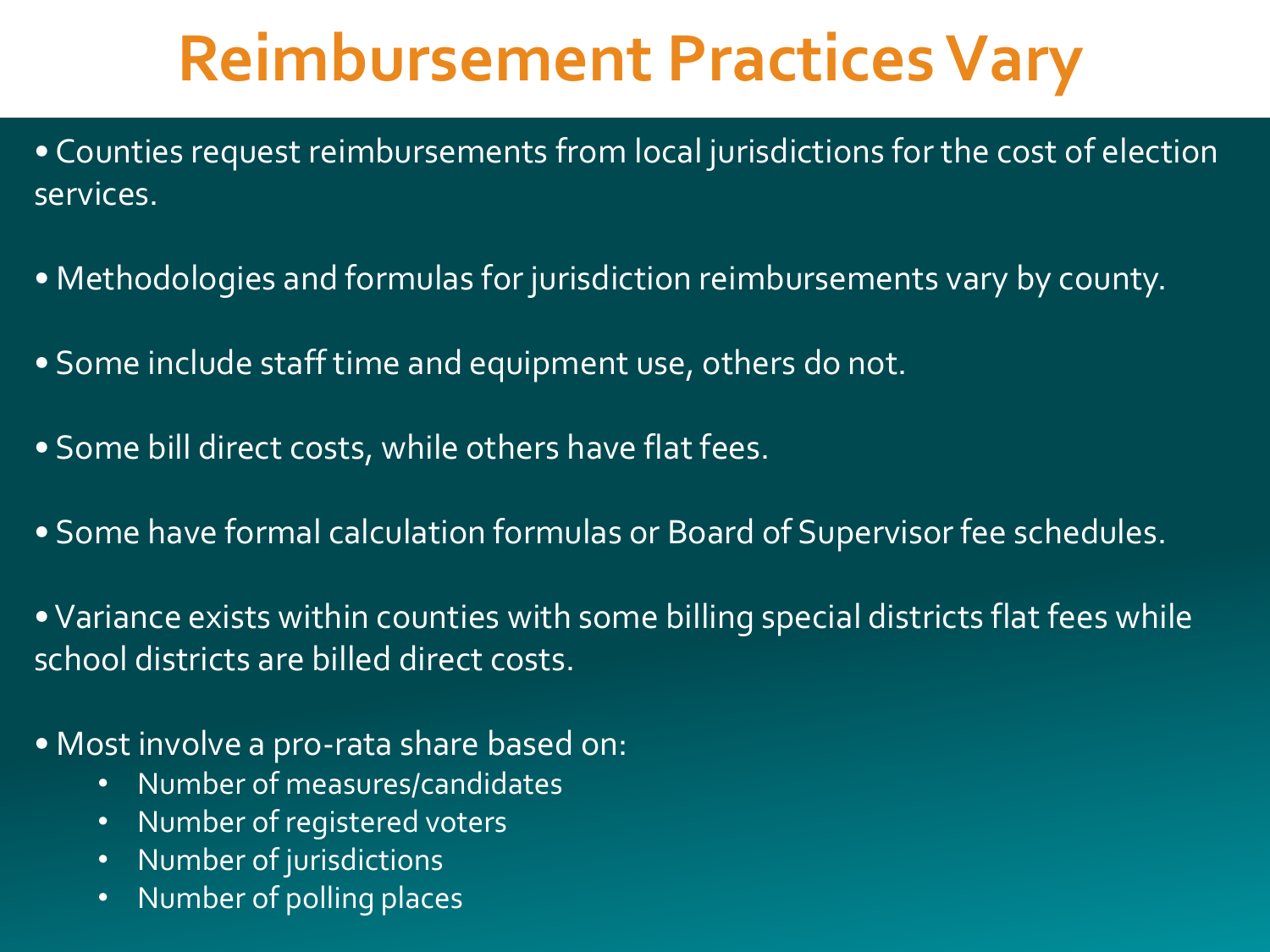# Reimbursement Practices Vary

- Counties request reimbursements from local jurisdictions for the cost of election services.
- Methodologies and formulas for jurisdiction reimbursements vary by county.
- Some include staff time and equipment use, others do not.
- Some bill direct costs, while others have flat fees.
- Some have formal calculation formulas or Board of Supervisor fee schedules.
- Variance exists within counties with some billing special districts flat fees while school districts are billed direct costs.
- Most involve a pro-rata share based on:
  - Number of measures/candidates
  - Number of registered voters
  - Number of jurisdictions
  - Number of polling places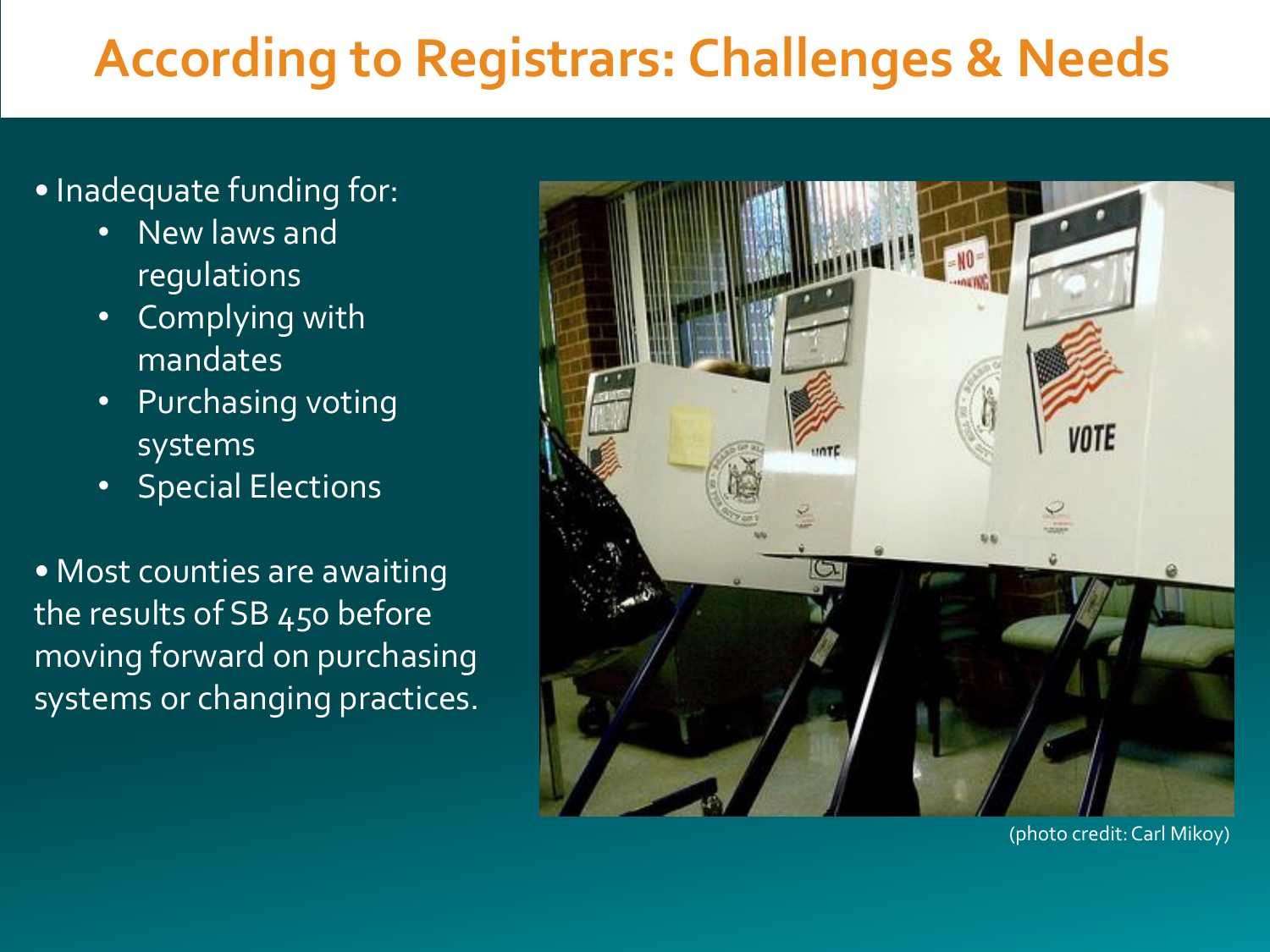# According to Registrars: Challenges & Needs

- Inadequate funding for:
  - New laws and regulations
  - Complying with mandates
  - Purchasing voting systems
  - Special Elections

- Most counties are awaiting the results of SB 450 before moving forward on purchasing systems or changing practices.

(photo credit: Carl Mikoy)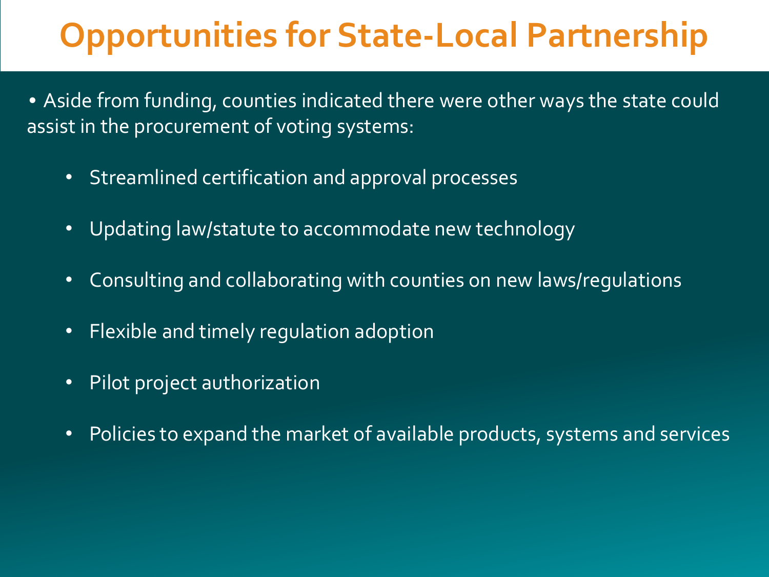# Opportunities for State-Local Partnership

- Aside from funding, counties indicated there were other ways the state could assist in the procurement of voting systems:
  - Streamlined certification and approval processes
  - Updating law/statute to accommodate new technology
  - Consulting and collaborating with counties on new laws/regulations
  - Flexible and timely regulation adoption
  - Pilot project authorization
  - Policies to expand the market of available products, systems and services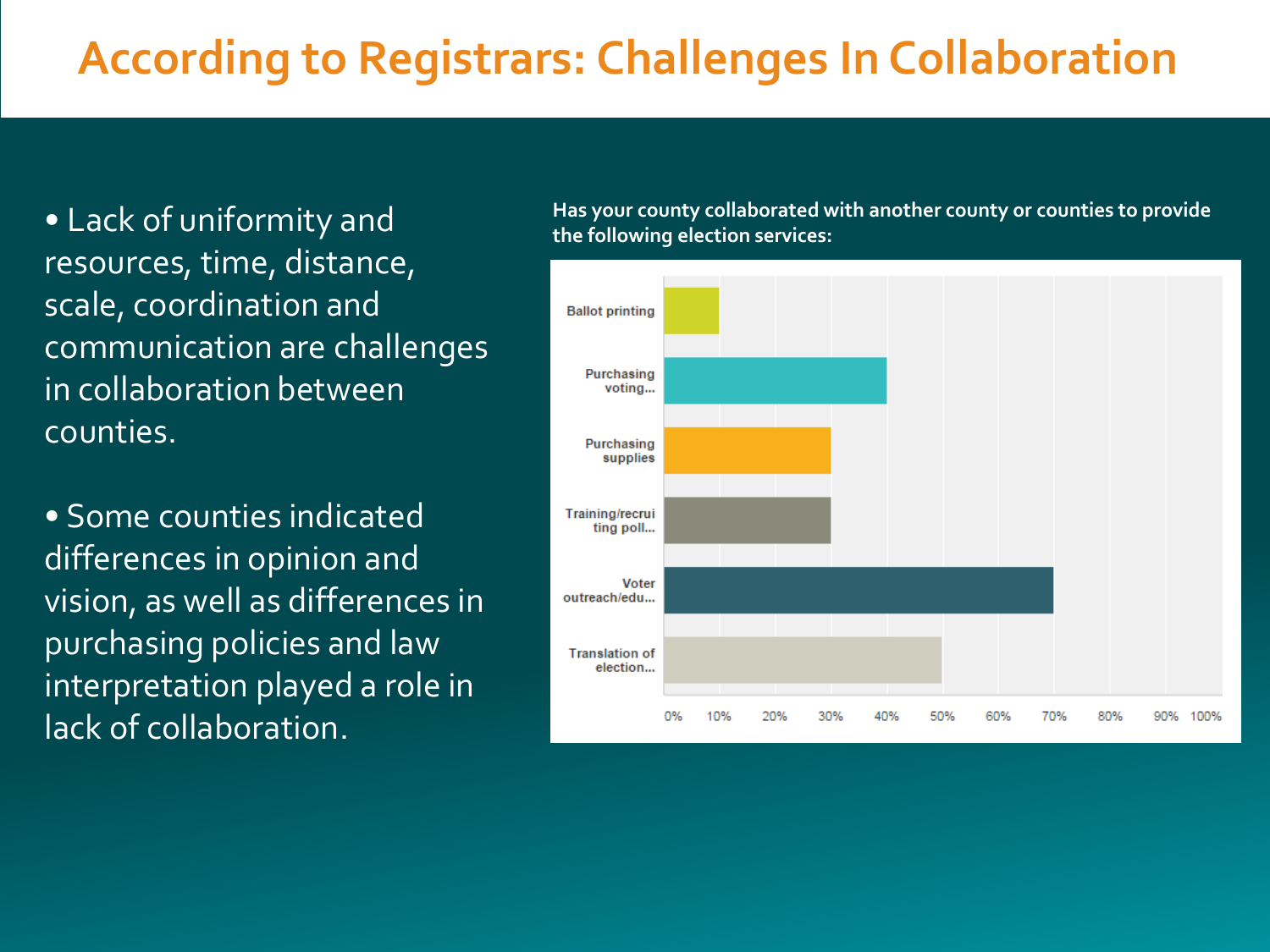# According to Registrars: Challenges In Collaboration

- Lack of uniformity and resources, time, distance, scale, coordination and communication are challenges in collaboration between counties.

- Some counties indicated differences in opinion and vision, as well as differences in purchasing policies and law interpretation played a role in lack of collaboration.

**Has your county collaborated with another county or counties to provide the following election services:**

| Service | Percentage |
|---|---|
| Ballot printing | 10% |
| Purchasing voting... | 40% |
| Purchasing supplies | 30% |
| Training/recruiting poll... | 30% |
| Voter outreach/edu... | 70% |
| Translation of election... | 50% |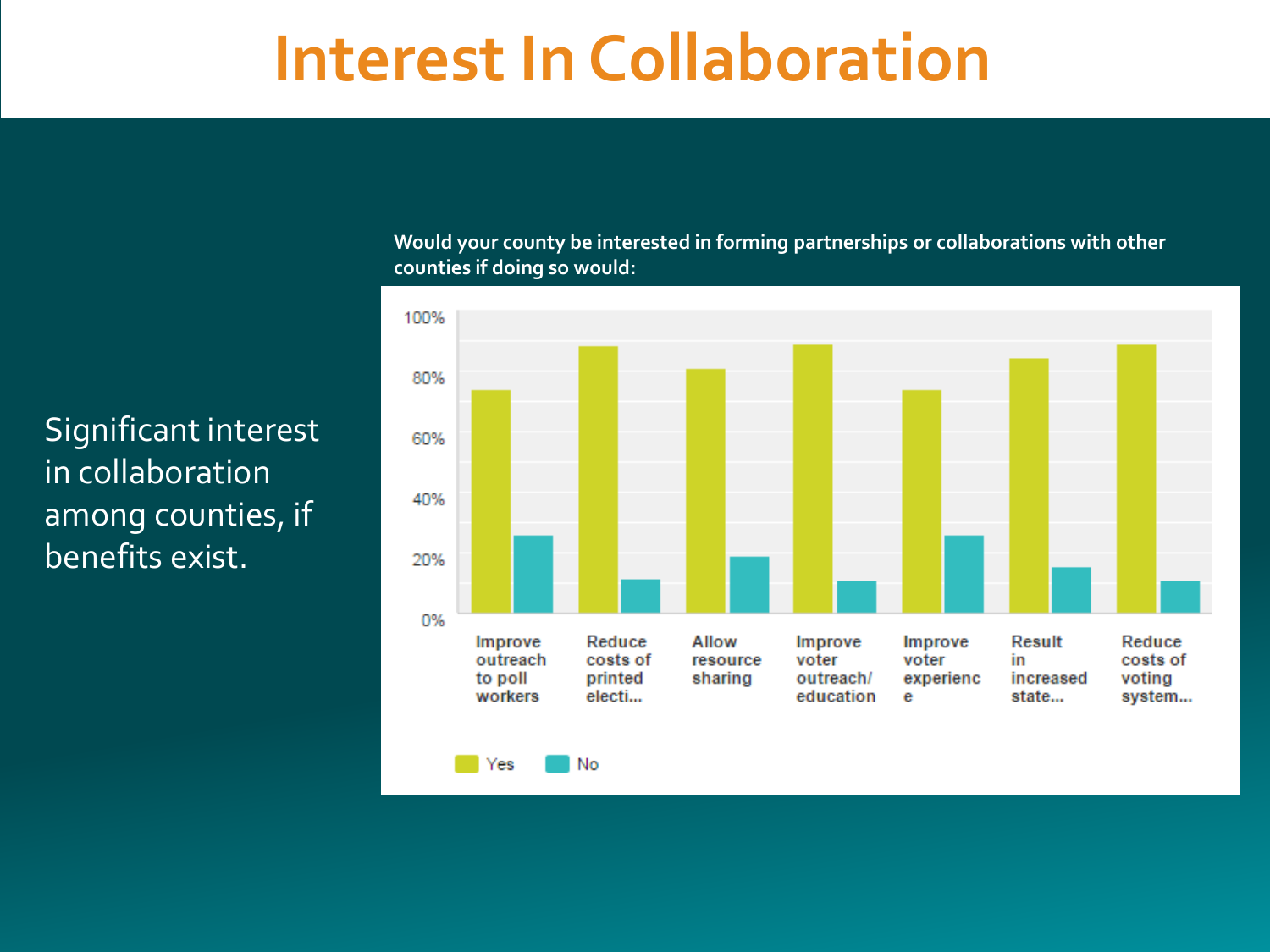# Interest In Collaboration

Significant interest in collaboration among counties, if benefits exist.

**Would your county be interested in forming partnerships or collaborations with other counties if doing so would:**

| | Yes | No |
|---|---|---|
| Improve outreach to poll workers | ~74% | ~26% |
| Reduce costs of printed electi... | ~89% | ~11% |
| Allow resource sharing | ~81% | ~19% |
| Improve voter outreach/ education | ~89% | ~11% |
| Improve voter experience | ~74% | ~26% |
| Result in increased state... | ~85% | ~15% |
| Reduce costs of voting system... | ~89% | ~11% |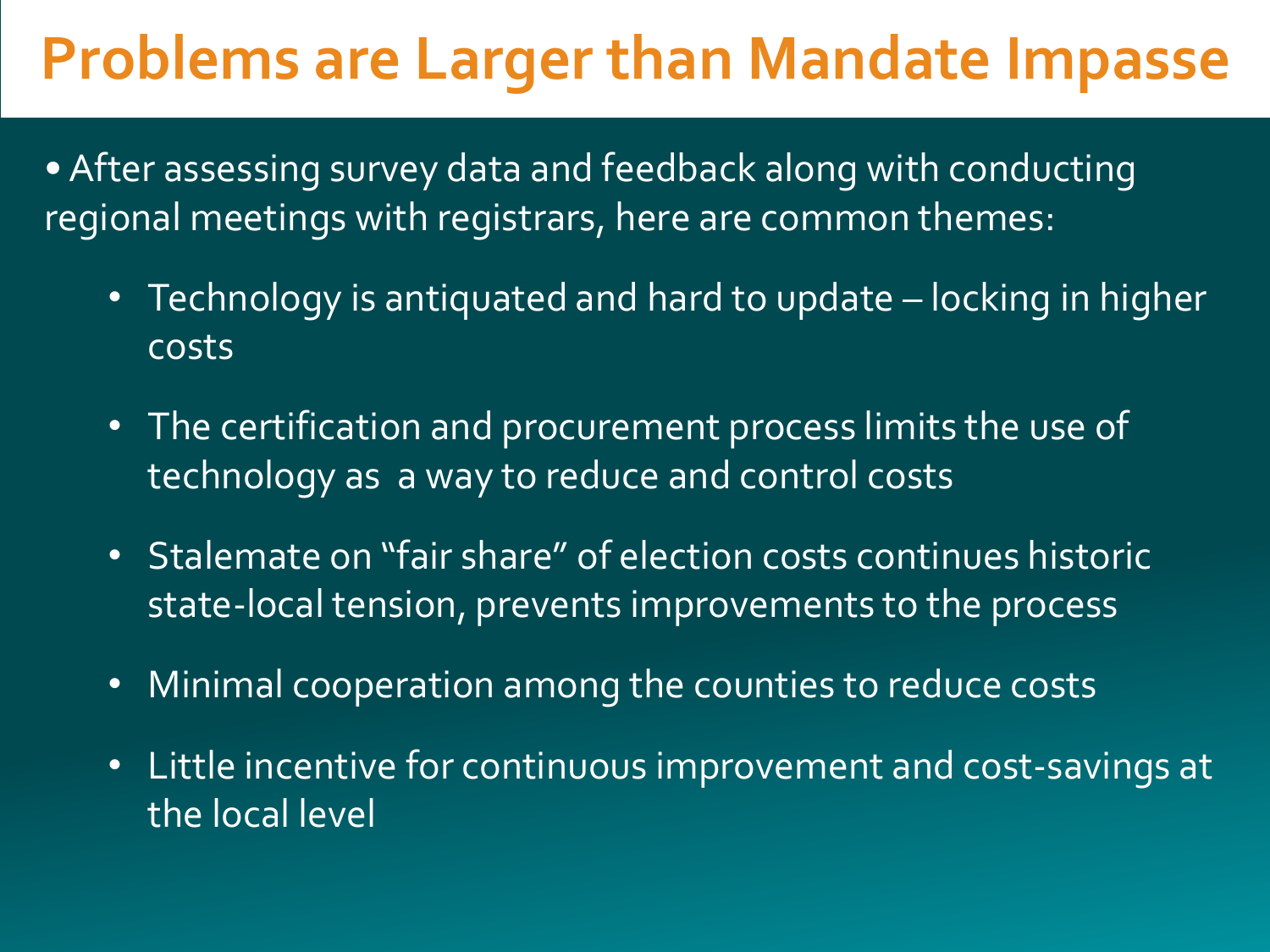# Problems are Larger than Mandate Impasse

- After assessing survey data and feedback along with conducting regional meetings with registrars, here are common themes:
  - Technology is antiquated and hard to update – locking in higher costs
  - The certification and procurement process limits the use of technology as a way to reduce and control costs
  - Stalemate on "fair share" of election costs continues historic state-local tension, prevents improvements to the process
  - Minimal cooperation among the counties to reduce costs
  - Little incentive for continuous improvement and cost-savings at the local level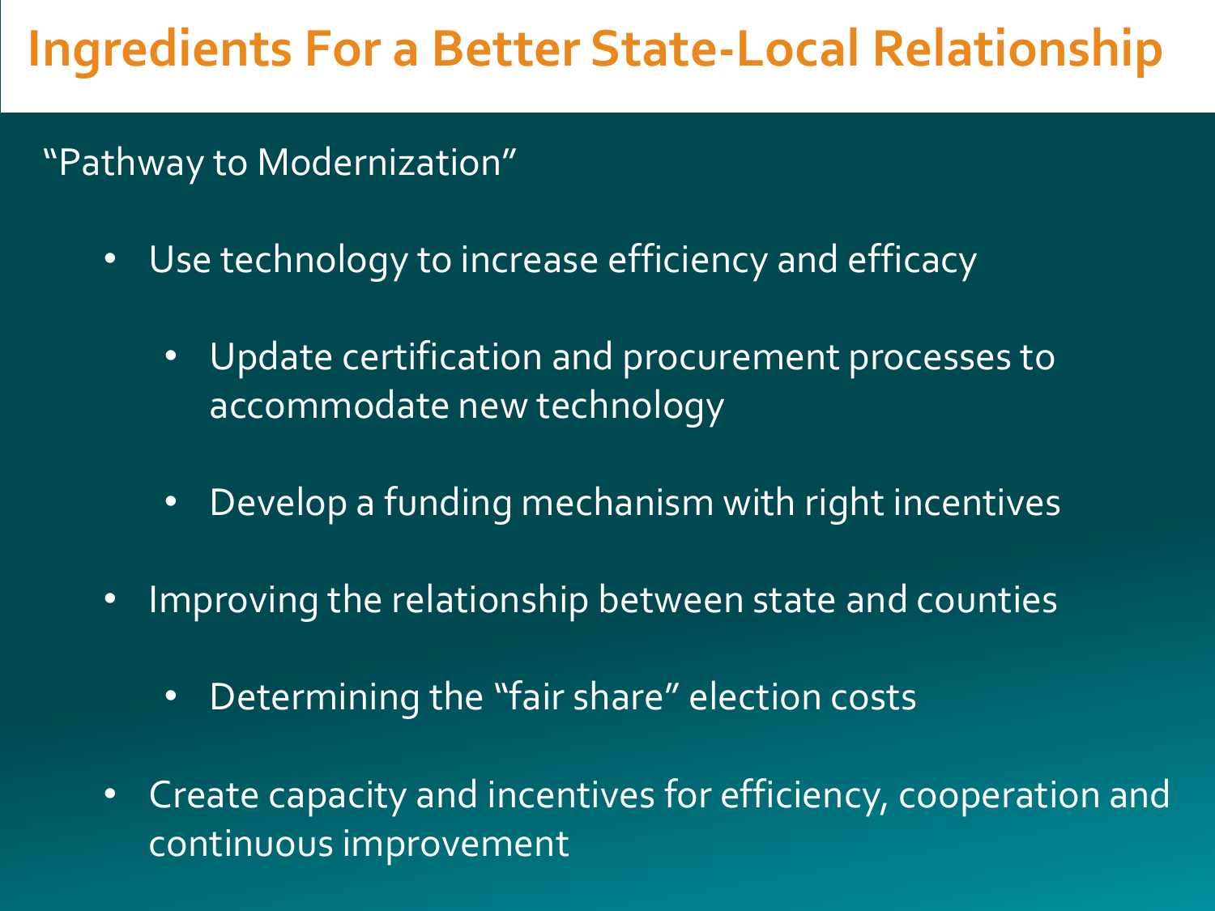# Ingredients For a Better State-Local Relationship

"Pathway to Modernization"

- Use technology to increase efficiency and efficacy
  - Update certification and procurement processes to accommodate new technology
  - Develop a funding mechanism with right incentives
- Improving the relationship between state and counties
  - Determining the "fair share" election costs
- Create capacity and incentives for efficiency, cooperation and continuous improvement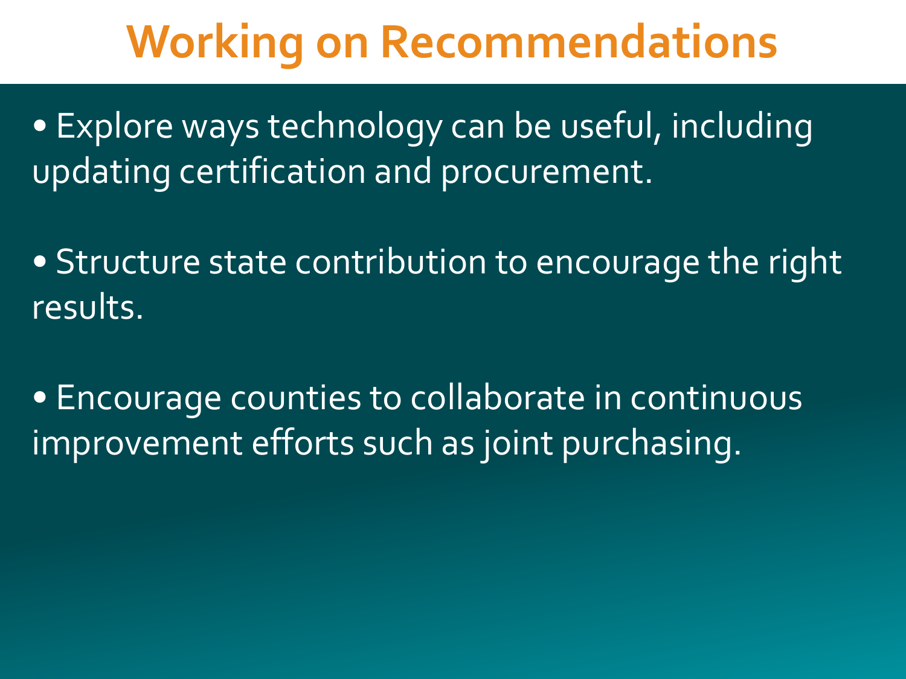# Working on Recommendations

- Explore ways technology can be useful, including updating certification and procurement.

- Structure state contribution to encourage the right results.

- Encourage counties to collaborate in continuous improvement efforts such as joint purchasing.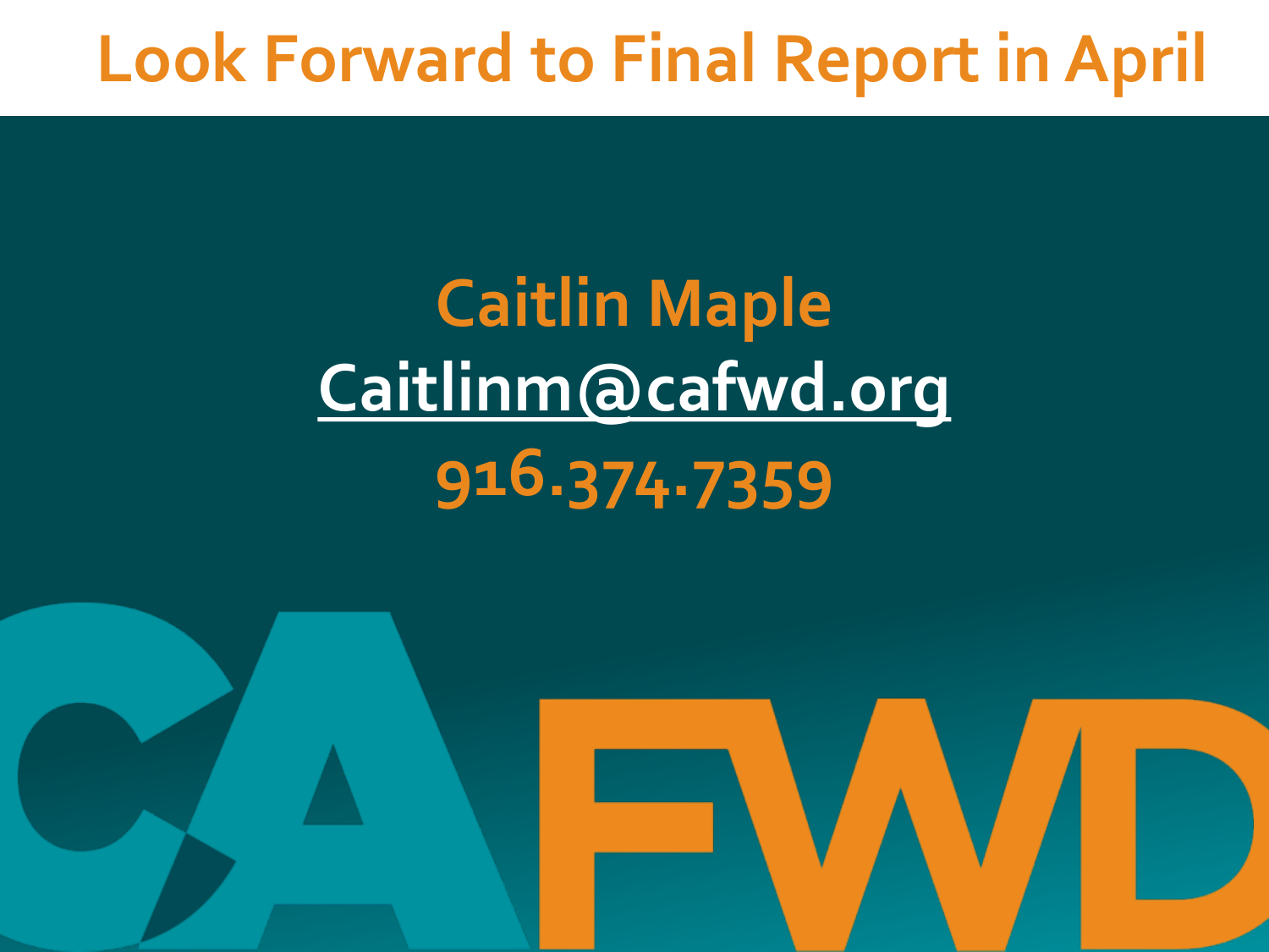# Look Forward to Final Report in April

**Caitlin Maple**

Caitlinm@cafwd.org

**916.374.7359**

CAFWD